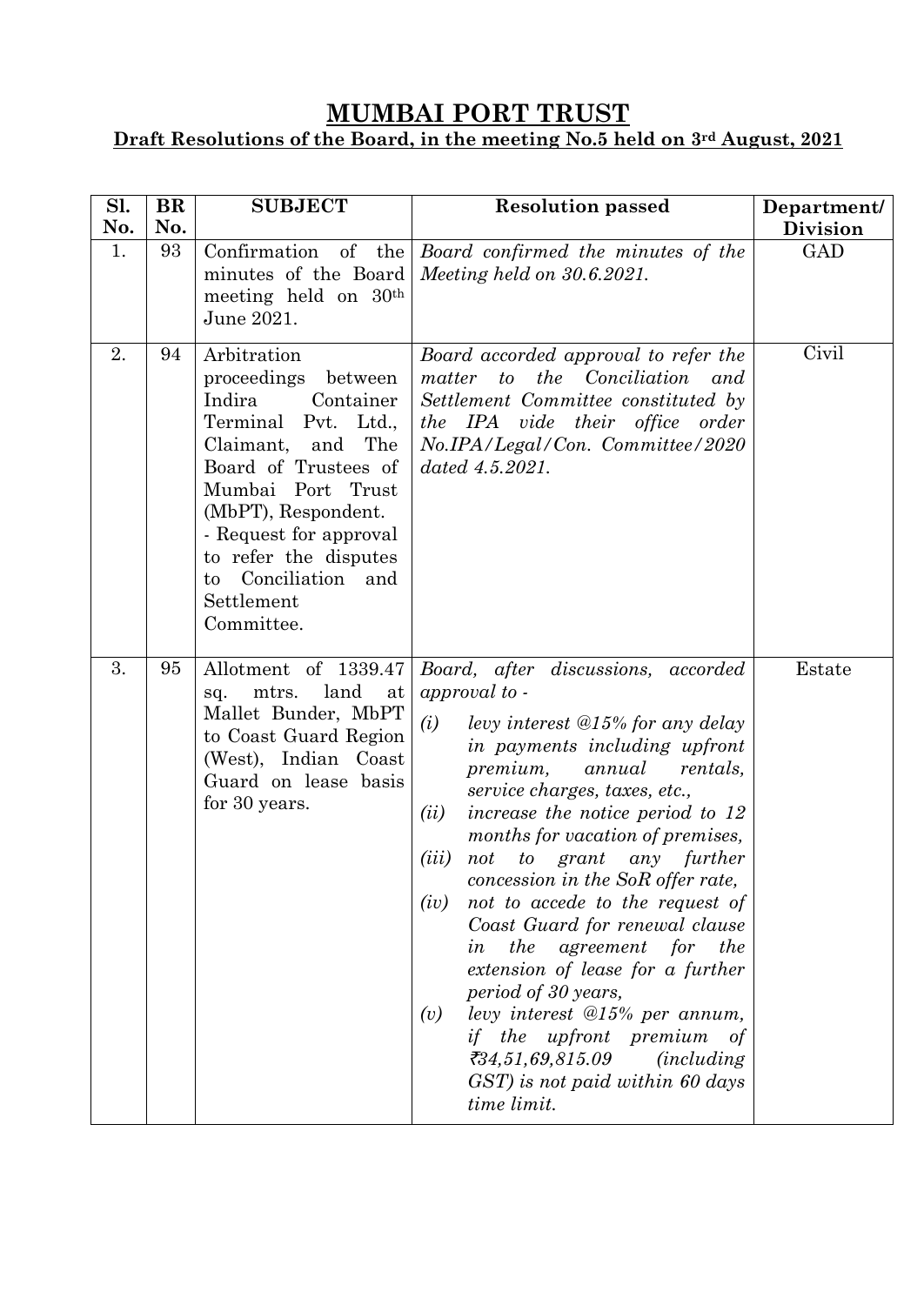# MUMBAI PORT TRUST

## Draft Resolutions of the Board, in the meeting No.5 held on 3rd August, 2021

| Sl. No. | BR No. | SUBJECT | Resolution passed | Department/ Division |
|---|---|---|---|---|
| 1. | 93 | Confirmation of the minutes of the Board meeting held on 30th June 2021. | *Board confirmed the minutes of the Meeting held on 30.6.2021.* | GAD |
| 2. | 94 | Arbitration proceedings between Indira Container Terminal Pvt. Ltd., Claimant, and The Board of Trustees of Mumbai Port Trust (MbPT), Respondent. - Request for approval to refer the disputes to Conciliation and Settlement Committee. | *Board accorded approval to refer the matter to the Conciliation and Settlement Committee constituted by the IPA vide their office order No.IPA/Legal/Con. Committee/2020 dated 4.5.2021.* | Civil |
| 3. | 95 | Allotment of 1339.47 sq. mtrs. land at Mallet Bunder, MbPT to Coast Guard Region (West), Indian Coast Guard on lease basis for 30 years. | *Board, after discussions, accorded approval to -* <br> *(i) levy interest @15% for any delay in payments including upfront premium, annual rentals, service charges, taxes, etc.,* <br> *(ii) increase the notice period to 12 months for vacation of premises,* <br> *(iii) not to grant any further concession in the SoR offer rate,* <br> *(iv) not to accede to the request of Coast Guard for renewal clause in the agreement for the extension of lease for a further period of 30 years,* <br> *(v) levy interest @15% per annum, if the upfront premium of ₹34,51,69,815.09 (including GST) is not paid within 60 days time limit.* | Estate |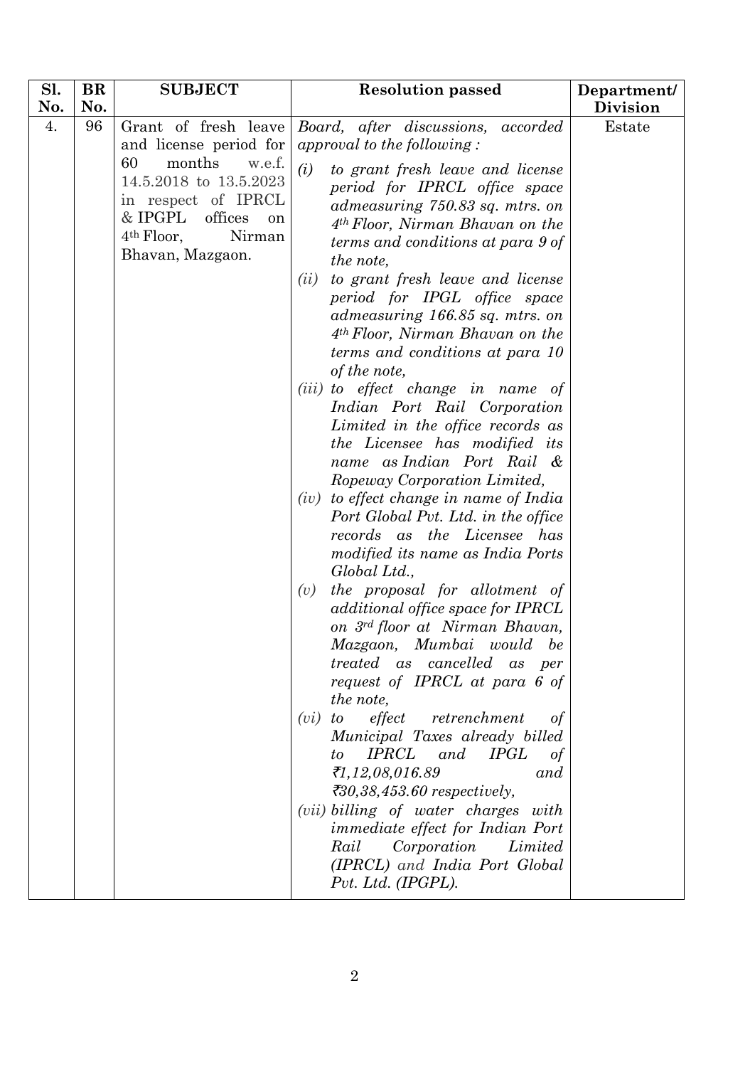| Sl. No. | BR No. | SUBJECT | Resolution passed | Department/ Division |
| --- | --- | --- | --- | --- |
| 4. | 96 | Grant of fresh leave and license period for 60 months w.e.f. 14.5.2018 to 13.5.2023 in respect of IPRCL & IPGPL offices on 4th Floor, Nirman Bhavan, Mazgaon. | *Board, after discussions, accorded approval to the following :*<br>*(i) to grant fresh leave and license period for IPRCL office space admeasuring 750.83 sq. mtrs. on 4th Floor, Nirman Bhavan on the terms and conditions at para 9 of the note,*<br>*(ii) to grant fresh leave and license period for IPGL office space admeasuring 166.85 sq. mtrs. on 4th Floor, Nirman Bhavan on the terms and conditions at para 10 of the note,*<br>*(iii) to effect change in name of Indian Port Rail Corporation Limited in the office records as the Licensee has modified its name as Indian Port Rail & Ropeway Corporation Limited,*<br>*(iv) to effect change in name of India Port Global Pvt. Ltd. in the office records as the Licensee has modified its name as India Ports Global Ltd.,*<br>*(v) the proposal for allotment of additional office space for IPRCL on 3rd floor at Nirman Bhavan, Mazgaon, Mumbai would be treated as cancelled as per request of IPRCL at para 6 of the note,*<br>*(vi) to effect retrenchment of Municipal Taxes already billed to IPRCL and IPGL of ₹1,12,08,016.89 and ₹30,38,453.60 respectively,*<br>*(vii) billing of water charges with immediate effect for Indian Port Rail Corporation Limited (IPRCL) and India Port Global Pvt. Ltd. (IPGPL).* | Estate |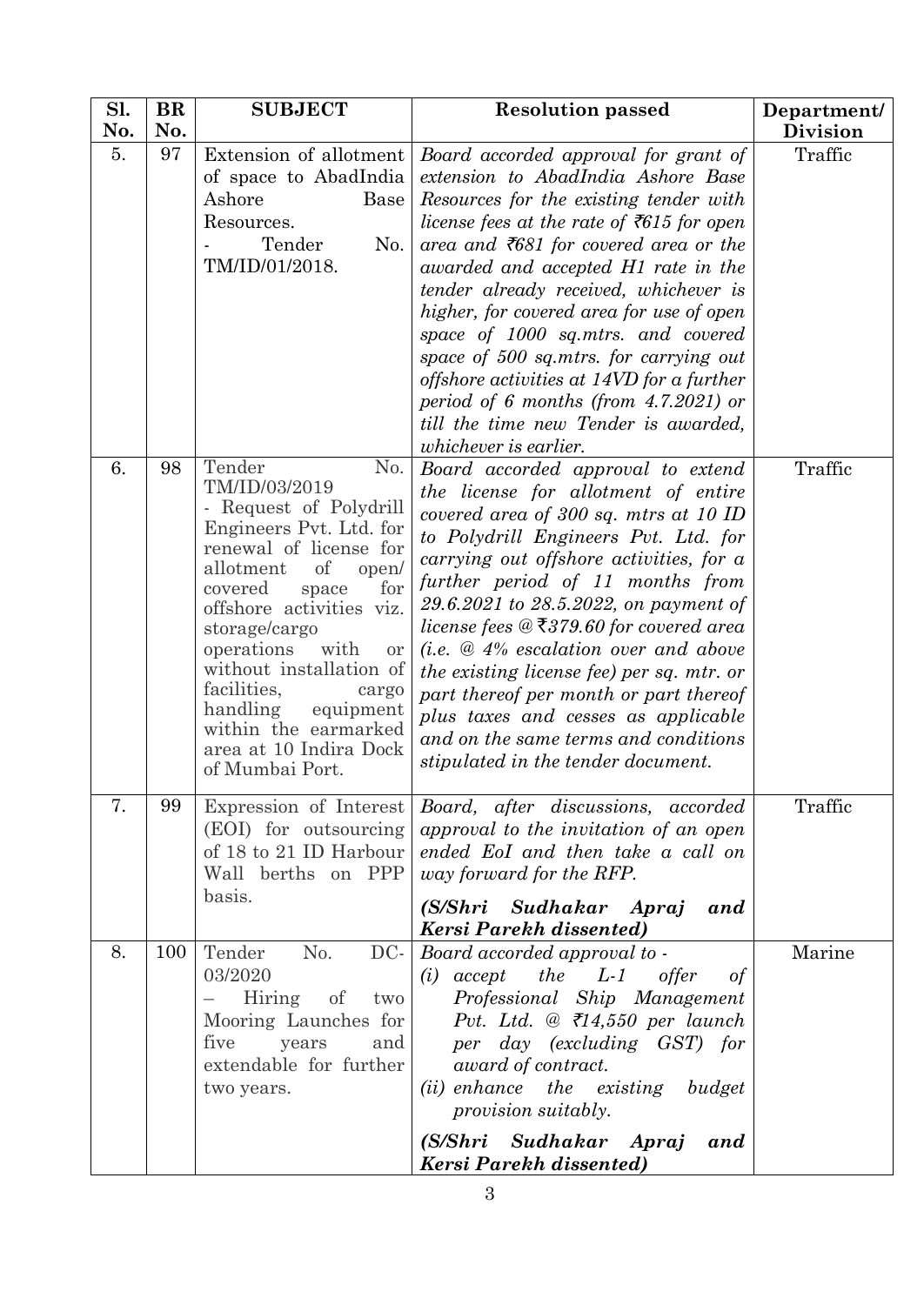| Sl. No. | BR No. | SUBJECT | Resolution passed | Department/ Division |
|---|---|---|---|---|
| 5. | 97 | Extension of allotment of space to AbadIndia Ashore Base Resources. - Tender No. TM/ID/01/2018. | *Board accorded approval for grant of extension to AbadIndia Ashore Base Resources for the existing tender with license fees at the rate of ₹615 for open area and ₹681 for covered area or the awarded and accepted H1 rate in the tender already received, whichever is higher, for covered area for use of open space of 1000 sq.mtrs. and covered space of 500 sq.mtrs. for carrying out offshore activities at 14VD for a further period of 6 months (from 4.7.2021) or till the time new Tender is awarded, whichever is earlier.* | Traffic |
| 6. | 98 | Tender No. TM/ID/03/2019 - Request of Polydrill Engineers Pvt. Ltd. for renewal of license for allotment of open/ covered space for offshore activities viz. storage/cargo operations with or without installation of facilities, cargo handling equipment within the earmarked area at 10 Indira Dock of Mumbai Port. | *Board accorded approval to extend the license for allotment of entire covered area of 300 sq. mtrs at 10 ID to Polydrill Engineers Pvt. Ltd. for carrying out offshore activities, for a further period of 11 months from 29.6.2021 to 28.5.2022, on payment of license fees @ ₹379.60 for covered area (i.e. @ 4% escalation over and above the existing license fee) per sq. mtr. or part thereof per month or part thereof plus taxes and cesses as applicable and on the same terms and conditions stipulated in the tender document.* | Traffic |
| 7. | 99 | Expression of Interest (EOI) for outsourcing of 18 to 21 ID Harbour Wall berths on PPP basis. | *Board, after discussions, accorded approval to the invitation of an open ended EoI and then take a call on way forward for the RFP.* <br><br> ***(S/Shri Sudhakar Apraj and Kersi Parekh dissented)*** | Traffic |
| 8. | 100 | Tender No. DC-03/2020 – Hiring of two Mooring Launches for five years and extendable for further two years. | *Board accorded approval to -* <br> *(i) accept the L-1 offer of Professional Ship Management Pvt. Ltd. @ ₹14,550 per launch per day (excluding GST) for award of contract.* <br> *(ii) enhance the existing budget provision suitably.* <br><br> ***(S/Shri Sudhakar Apraj and Kersi Parekh dissented)*** | Marine |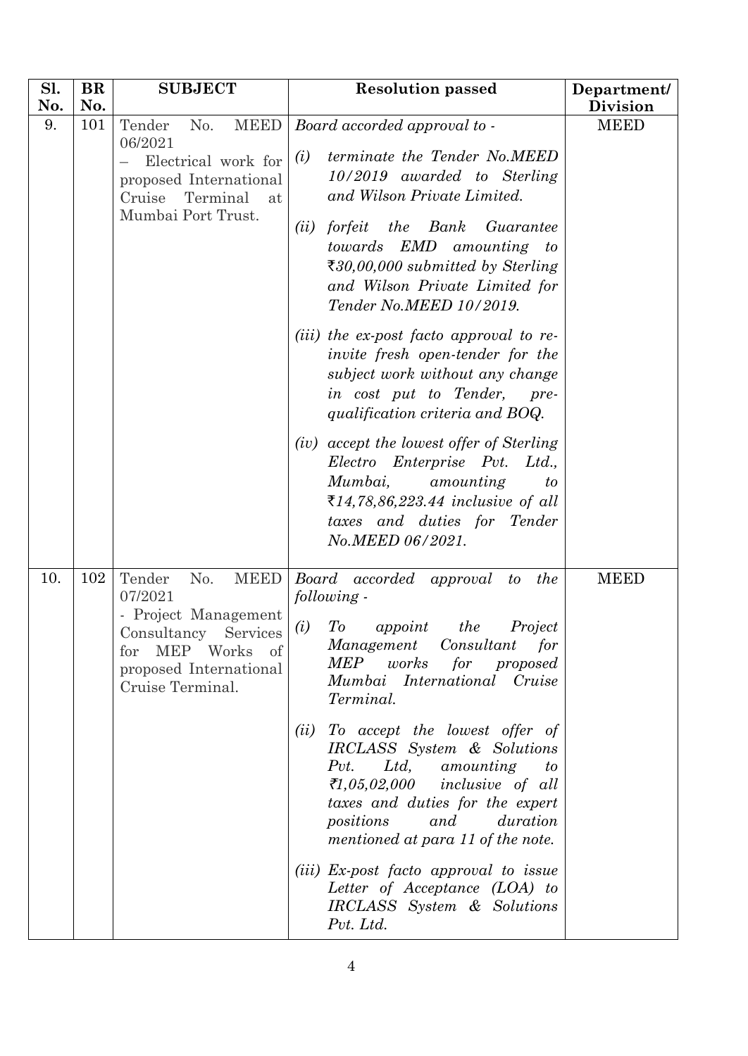| Sl. No. | BR No. | SUBJECT | Resolution passed | Department/ Division |
|---|---|---|---|---|
| 9. | 101 | Tender No. MEED 06/2021 – Electrical work for proposed International Cruise Terminal at Mumbai Port Trust. | *Board accorded approval to -*<br><br>*(i) terminate the Tender No.MEED 10/2019 awarded to Sterling and Wilson Private Limited.*<br><br>*(ii) forfeit the Bank Guarantee towards EMD amounting to ₹30,00,000 submitted by Sterling and Wilson Private Limited for Tender No.MEED 10/2019.*<br><br>*(iii) the ex-post facto approval to re-invite fresh open-tender for the subject work without any change in cost put to Tender, pre-qualification criteria and BOQ.*<br><br>*(iv) accept the lowest offer of Sterling Electro Enterprise Pvt. Ltd., Mumbai, amounting to ₹14,78,86,223.44 inclusive of all taxes and duties for Tender No.MEED 06/2021.* | MEED |
| 10. | 102 | Tender No. MEED 07/2021 - Project Management Consultancy Services for MEP Works of proposed International Cruise Terminal. | *Board accorded approval to the following -*<br><br>*(i) To appoint the Project Management Consultant for MEP works for proposed Mumbai International Cruise Terminal.*<br><br>*(ii) To accept the lowest offer of IRCLASS System & Solutions Pvt. Ltd, amounting to ₹1,05,02,000 inclusive of all taxes and duties for the expert positions and duration mentioned at para 11 of the note.*<br><br>*(iii) Ex-post facto approval to issue Letter of Acceptance (LOA) to IRCLASS System & Solutions Pvt. Ltd.* | MEED |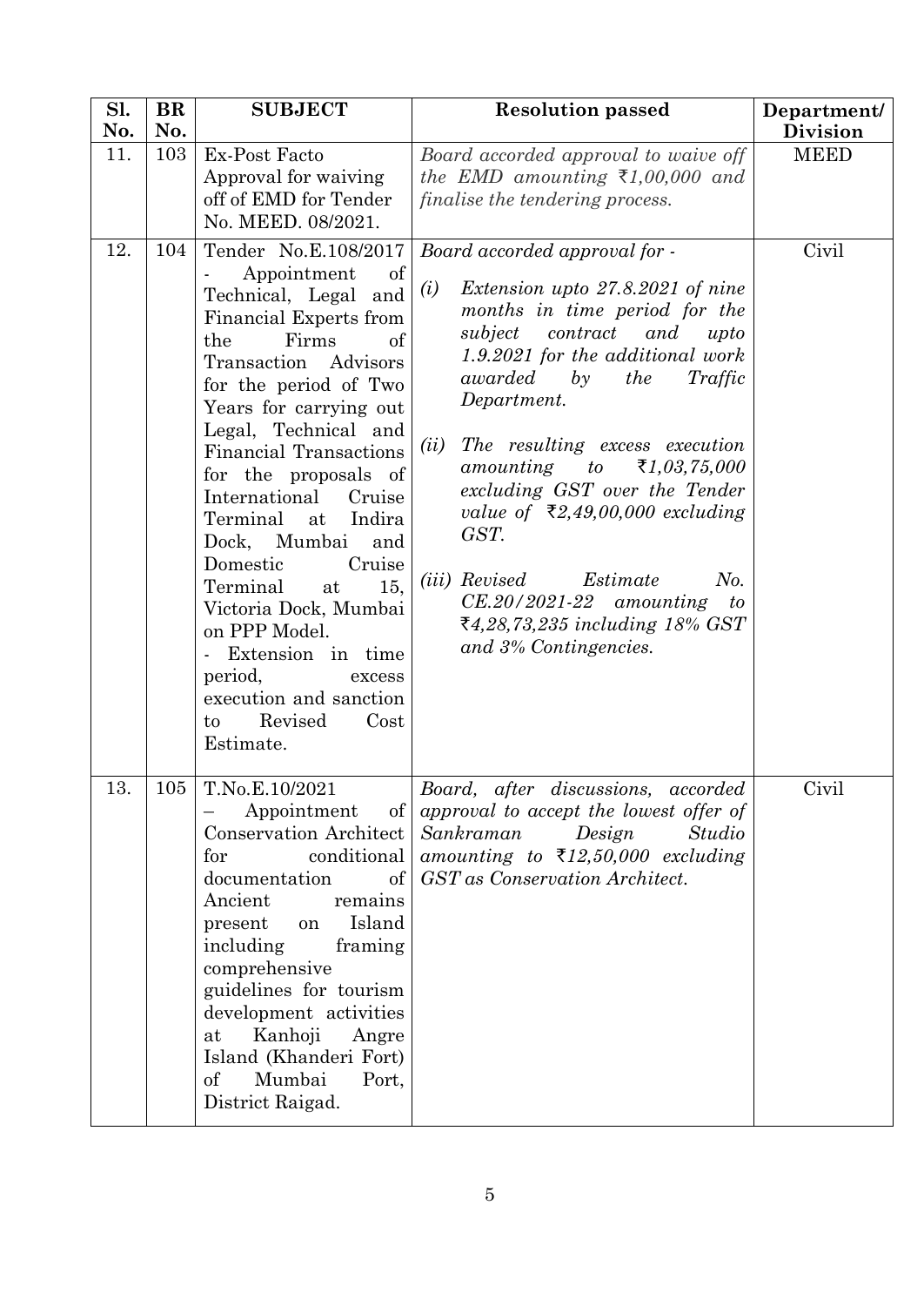| Sl. No. | BR No. | SUBJECT | Resolution passed | Department/ Division |
|---|---|---|---|---|
| 11. | 103 | Ex-Post Facto Approval for waiving off of EMD for Tender No. MEED. 08/2021. | *Board accorded approval to waive off the EMD amounting ₹1,00,000 and finalise the tendering process.* | MEED |
| 12. | 104 | Tender No.E.108/2017 - Appointment of Technical, Legal and Financial Experts from the Firms of Transaction Advisors for the period of Two Years for carrying out Legal, Technical and Financial Transactions for the proposals of International Cruise Terminal at Indira Dock, Mumbai and Domestic Cruise Terminal at 15, Victoria Dock, Mumbai on PPP Model. - Extension in time period, excess execution and sanction to Revised Cost Estimate. | *Board accorded approval for -*<br>*(i) Extension upto 27.8.2021 of nine months in time period for the subject contract and upto 1.9.2021 for the additional work awarded by the Traffic Department.*<br>*(ii) The resulting excess execution amounting to ₹1,03,75,000 excluding GST over the Tender value of ₹2,49,00,000 excluding GST.*<br>*(iii) Revised Estimate No. CE.20/2021-22 amounting to ₹4,28,73,235 including 18% GST and 3% Contingencies.* | Civil |
| 13. | 105 | T.No.E.10/2021 – Appointment of Conservation Architect for conditional documentation of Ancient remains present on Island including framing comprehensive guidelines for tourism development activities at Kanhoji Angre Island (Khanderi Fort) of Mumbai Port, District Raigad. | *Board, after discussions, accorded approval to accept the lowest offer of Sankraman Design Studio amounting to ₹12,50,000 excluding GST as Conservation Architect.* | Civil |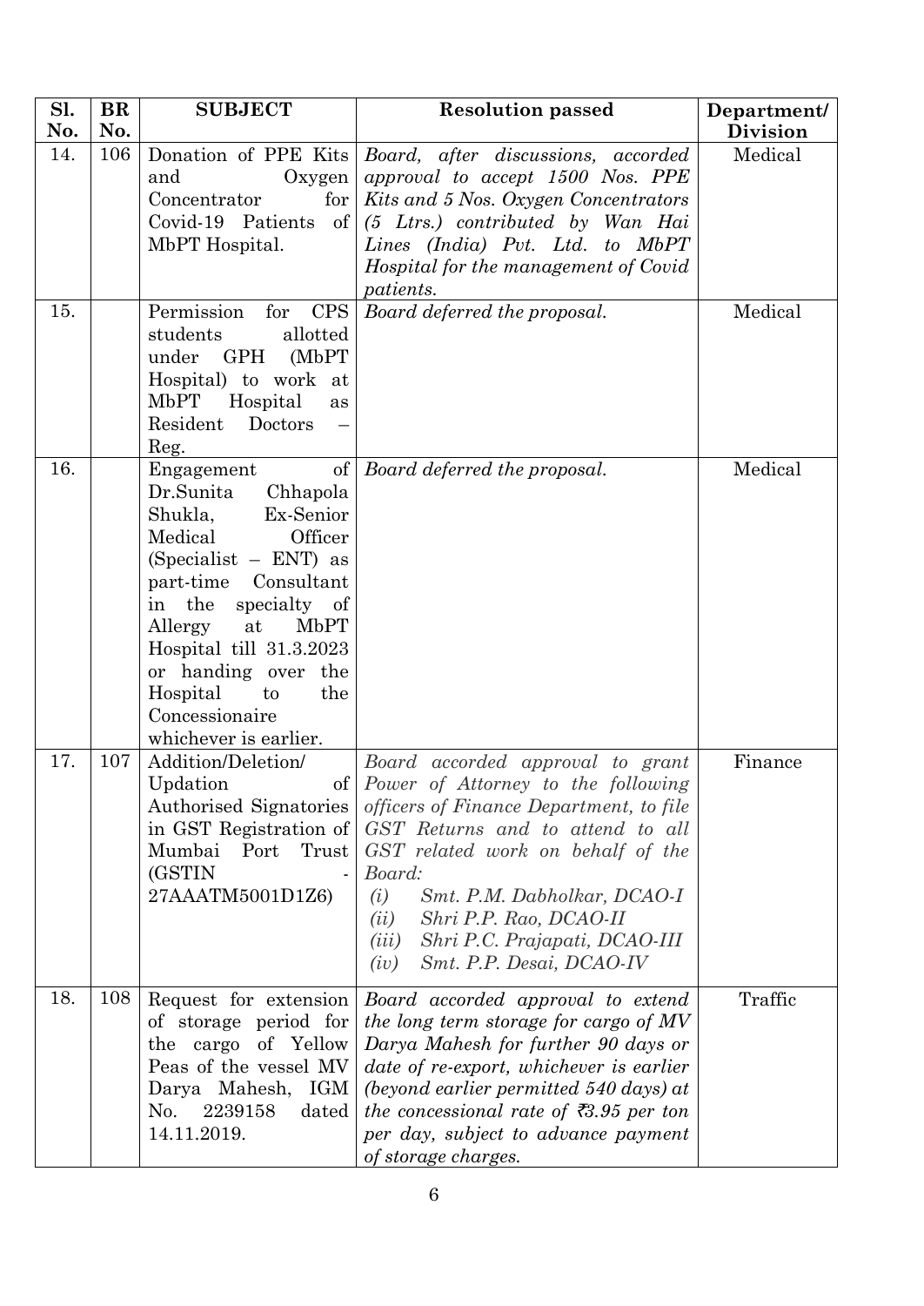| Sl. No. | BR No. | SUBJECT | Resolution passed | Department/ Division |
|---|---|---|---|---|
| 14. | 106 | Donation of PPE Kits and Oxygen Concentrator for Covid-19 Patients of MbPT Hospital. | *Board, after discussions, accorded approval to accept 1500 Nos. PPE Kits and 5 Nos. Oxygen Concentrators (5 Ltrs.) contributed by Wan Hai Lines (India) Pvt. Ltd. to MbPT Hospital for the management of Covid patients.* | Medical |
| 15. | | Permission for CPS students allotted under GPH (MbPT Hospital) to work at MbPT Hospital as Resident Doctors – Reg. | *Board deferred the proposal.* | Medical |
| 16. | | Engagement of Dr.Sunita Chhapola Shukla, Ex-Senior Medical Officer (Specialist – ENT) as part-time Consultant in the specialty of Allergy at MbPT Hospital till 31.3.2023 or handing over the Hospital to the Concessionaire whichever is earlier. | *Board deferred the proposal.* | Medical |
| 17. | 107 | Addition/Deletion/ Updation of Authorised Signatories in GST Registration of Mumbai Port Trust (GSTIN - 27AAATM5001D1Z6) | *Board accorded approval to grant Power of Attorney to the following officers of Finance Department, to file GST Returns and to attend to all GST related work on behalf of the Board:* <br> *(i) Smt. P.M. Dabholkar, DCAO-I* <br> *(ii) Shri P.P. Rao, DCAO-II* <br> *(iii) Shri P.C. Prajapati, DCAO-III* <br> *(iv) Smt. P.P. Desai, DCAO-IV* | Finance |
| 18. | 108 | Request for extension of storage period for the cargo of Yellow Peas of the vessel MV Darya Mahesh, IGM No. 2239158 dated 14.11.2019. | *Board accorded approval to extend the long term storage for cargo of MV Darya Mahesh for further 90 days or date of re-export, whichever is earlier (beyond earlier permitted 540 days) at the concessional rate of ₹3.95 per ton per day, subject to advance payment of storage charges.* | Traffic |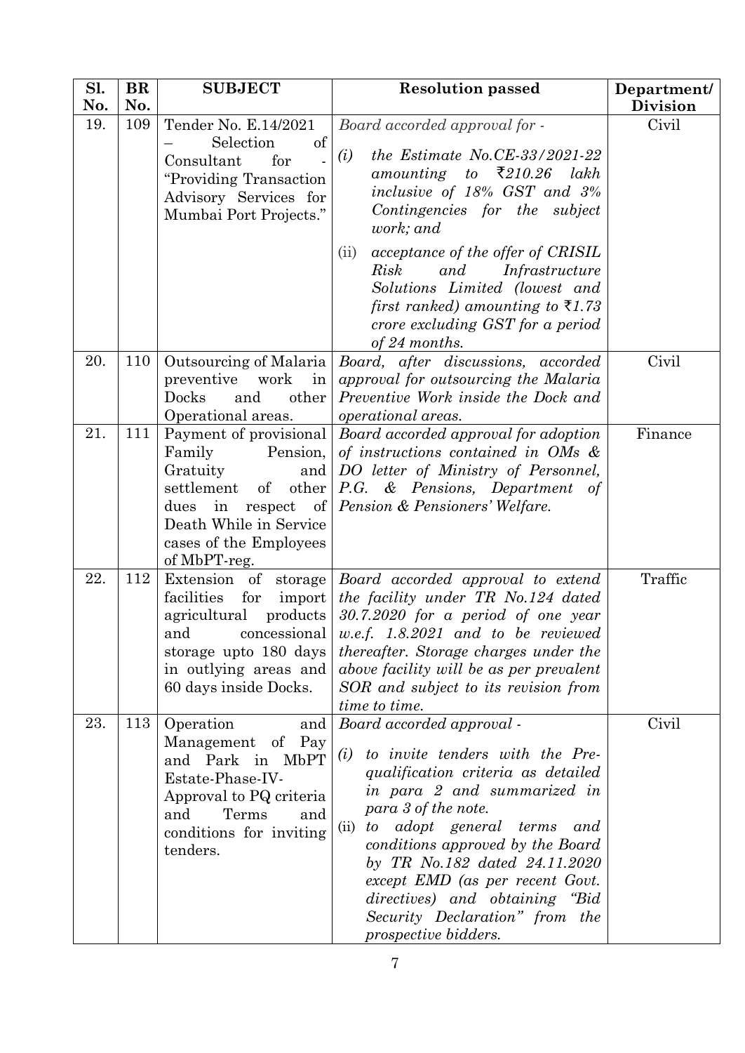| Sl. No. | BR No. | SUBJECT | Resolution passed | Department/ Division |
|---|---|---|---|---|
| 19. | 109 | Tender No. E.14/2021 – Selection of Consultant for - "Providing Transaction Advisory Services for Mumbai Port Projects." | *Board accorded approval for -*<br>*(i) the Estimate No.CE-33/2021-22 amounting to ₹210.26 lakh inclusive of 18% GST and 3% Contingencies for the subject work; and*<br>(ii) *acceptance of the offer of CRISIL Risk and Infrastructure Solutions Limited (lowest and first ranked) amounting to ₹1.73 crore excluding GST for a period of 24 months.* | Civil |
| 20. | 110 | Outsourcing of Malaria preventive work in Docks and other Operational areas. | *Board, after discussions, accorded approval for outsourcing the Malaria Preventive Work inside the Dock and operational areas.* | Civil |
| 21. | 111 | Payment of provisional Family Pension, Gratuity and settlement of other dues in respect of Death While in Service cases of the Employees of MbPT-reg. | *Board accorded approval for adoption of instructions contained in OMs & DO letter of Ministry of Personnel, P.G. & Pensions, Department of Pension & Pensioners' Welfare.* | Finance |
| 22. | 112 | Extension of storage facilities for import agricultural products and concessional storage upto 180 days in outlying areas and 60 days inside Docks. | *Board accorded approval to extend the facility under TR No.124 dated 30.7.2020 for a period of one year w.e.f. 1.8.2021 and to be reviewed thereafter. Storage charges under the above facility will be as per prevalent SOR and subject to its revision from time to time.* | Traffic |
| 23. | 113 | Operation and Management of Pay and Park in MbPT Estate-Phase-IV-Approval to PQ criteria and Terms and conditions for inviting tenders. | *Board accorded approval -*<br>*(i) to invite tenders with the Pre-qualification criteria as detailed in para 2 and summarized in para 3 of the note.*<br>(ii) *to adopt general terms and conditions approved by the Board by TR No.182 dated 24.11.2020 except EMD (as per recent Govt. directives) and obtaining "Bid Security Declaration" from the prospective bidders.* | Civil |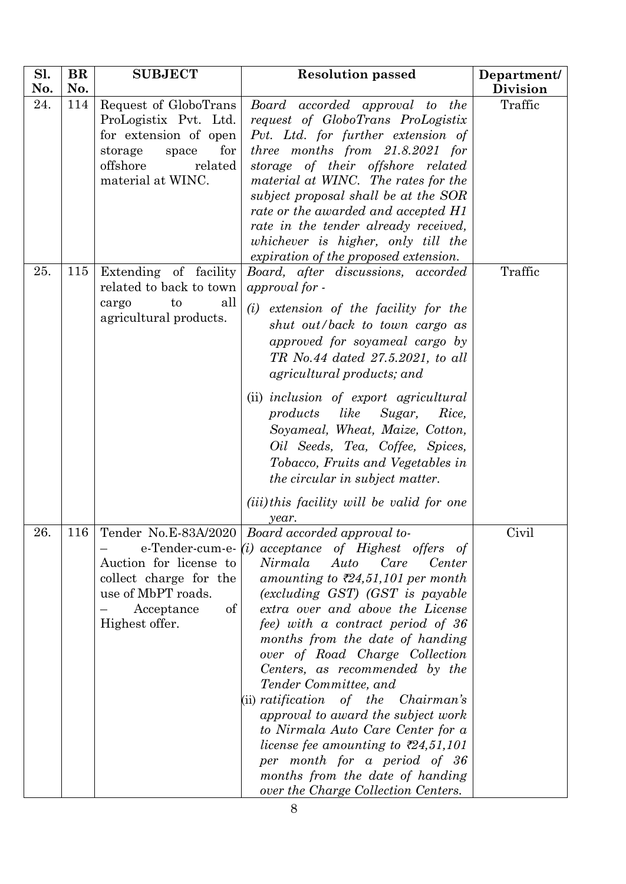| Sl. No. | BR No. | SUBJECT | Resolution passed | Department/ Division |
|---|---|---|---|---|
| 24. | 114 | Request of GloboTrans ProLogistix Pvt. Ltd. for extension of open storage space for offshore related material at WINC. | *Board accorded approval to the request of GloboTrans ProLogistix Pvt. Ltd. for further extension of three months from 21.8.2021 for storage of their offshore related material at WINC. The rates for the subject proposal shall be at the SOR rate or the awarded and accepted H1 rate in the tender already received, whichever is higher, only till the expiration of the proposed extension.* | Traffic |
| 25. | 115 | Extending of facility related to back to town cargo to all agricultural products. | *Board, after discussions, accorded approval for -*<br>*(i) extension of the facility for the shut out/back to town cargo as approved for soyameal cargo by TR No.44 dated 27.5.2021, to all agricultural products; and*<br>(ii) *inclusion of export agricultural products like Sugar, Rice, Soyameal, Wheat, Maize, Cotton, Oil Seeds, Tea, Coffee, Spices, Tobacco, Fruits and Vegetables in the circular in subject matter.*<br>*(iii) this facility will be valid for one year.* | Traffic |
| 26. | 116 | Tender No.E-83A/2020 – e-Tender-cum-e-Auction for license to collect charge for the use of MbPT roads. – Acceptance of Highest offer. | *Board accorded approval to-*<br>*(i) acceptance of Highest offers of Nirmala Auto Care Center amounting to ₹24,51,101 per month (excluding GST) (GST is payable extra over and above the License fee) with a contract period of 36 months from the date of handing over of Road Charge Collection Centers, as recommended by the Tender Committee, and*<br>(ii) *ratification of the Chairman's approval to award the subject work to Nirmala Auto Care Center for a license fee amounting to ₹24,51,101 per month for a period of 36 months from the date of handing over the Charge Collection Centers.* | Civil |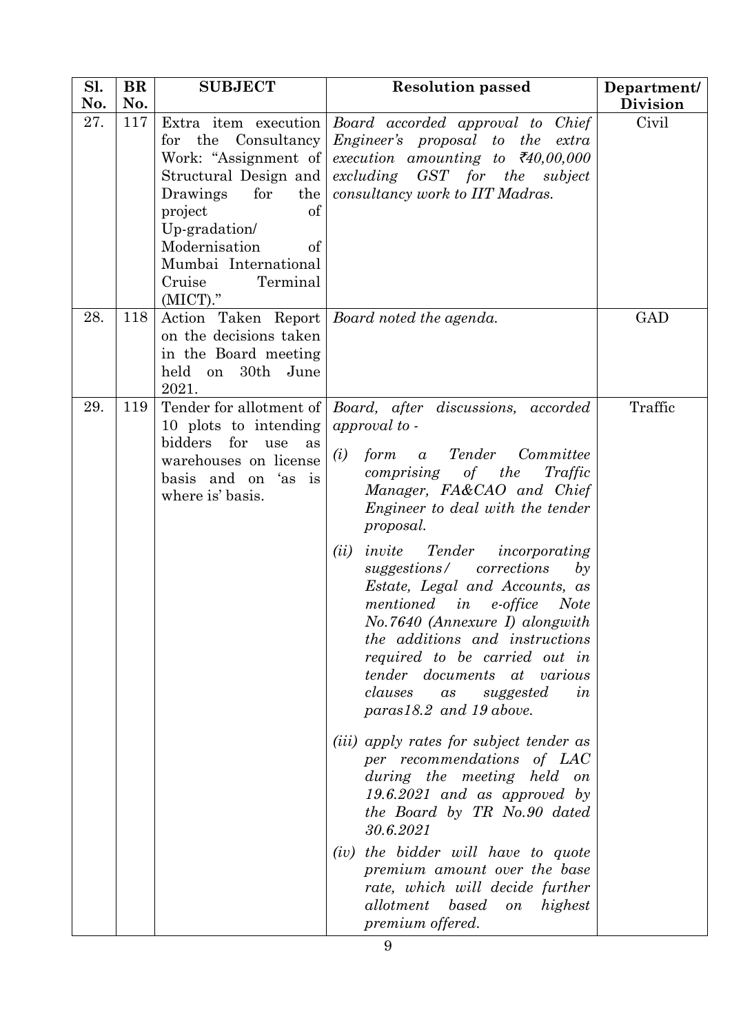| Sl. No. | BR No. | SUBJECT | Resolution passed | Department/ Division |
|---|---|---|---|---|
| 27. | 117 | Extra item execution for the Consultancy Work: "Assignment of Structural Design and Drawings for the project of Up-gradation/ Modernisation of Mumbai International Cruise Terminal (MICT)." | *Board accorded approval to Chief Engineer's proposal to the extra execution amounting to ₹40,00,000 excluding GST for the subject consultancy work to IIT Madras.* | Civil |
| 28. | 118 | Action Taken Report on the decisions taken in the Board meeting held on 30th June 2021. | *Board noted the agenda.* | GAD |
| 29. | 119 | Tender for allotment of 10 plots to intending bidders for use as warehouses on license basis and on 'as is where is' basis. | *Board, after discussions, accorded approval to -*<br>*(i) form a Tender Committee comprising of the Traffic Manager, FA&CAO and Chief Engineer to deal with the tender proposal.*<br>*(ii) invite Tender incorporating suggestions/ corrections by Estate, Legal and Accounts, as mentioned in e-office Note No.7640 (Annexure I) alongwith the additions and instructions required to be carried out in tender documents at various clauses as suggested in paras18.2 and 19 above.*<br>*(iii) apply rates for subject tender as per recommendations of LAC during the meeting held on 19.6.2021 and as approved by the Board by TR No.90 dated 30.6.2021*<br>*(iv) the bidder will have to quote premium amount over the base rate, which will decide further allotment based on highest premium offered.* | Traffic |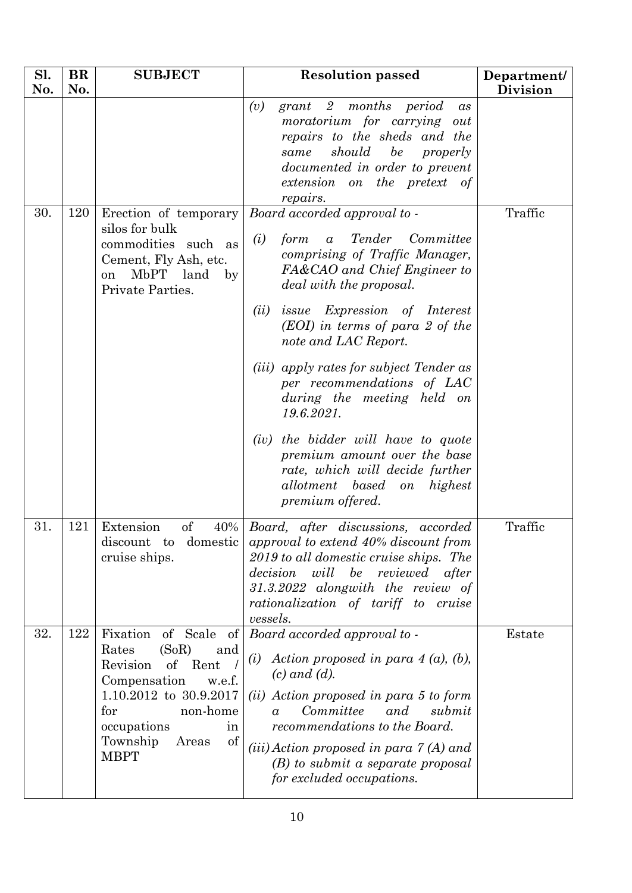| Sl. No. | BR No. | SUBJECT | Resolution passed | Department/ Division |
|---|---|---|---|---|
| | | | *(v) grant 2 months period as moratorium for carrying out repairs to the sheds and the same should be properly documented in order to prevent extension on the pretext of repairs.* | |
| 30. | 120 | Erection of temporary silos for bulk commodities such as Cement, Fly Ash, etc. on MbPT land by Private Parties. | *Board accorded approval to -*<br>*(i) form a Tender Committee comprising of Traffic Manager, FA&CAO and Chief Engineer to deal with the proposal.*<br>*(ii) issue Expression of Interest (EOI) in terms of para 2 of the note and LAC Report.*<br>*(iii) apply rates for subject Tender as per recommendations of LAC during the meeting held on 19.6.2021.*<br>*(iv) the bidder will have to quote premium amount over the base rate, which will decide further allotment based on highest premium offered.* | Traffic |
| 31. | 121 | Extension of 40% discount to domestic cruise ships. | *Board, after discussions, accorded approval to extend 40% discount from 2019 to all domestic cruise ships. The decision will be reviewed after 31.3.2022 alongwith the review of rationalization of tariff to cruise vessels.* | Traffic |
| 32. | 122 | Fixation of Scale of Rates (SoR) and Revision of Rent / Compensation w.e.f. 1.10.2012 to 30.9.2017 for non-home occupations in Township Areas of MBPT | *Board accorded approval to -*<br>*(i) Action proposed in para 4 (a), (b), (c) and (d).*<br>*(ii) Action proposed in para 5 to form a Committee and submit recommendations to the Board.*<br>*(iii) Action proposed in para 7 (A) and (B) to submit a separate proposal for excluded occupations.* | Estate |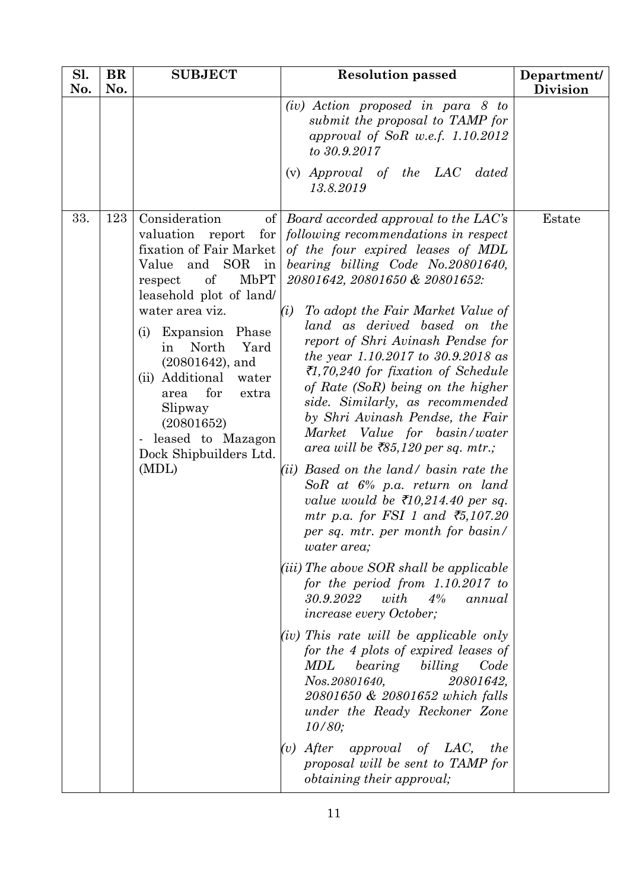| Sl. No. | BR No. | SUBJECT | Resolution passed | Department/ Division |
|---|---|---|---|---|
| | | | *(iv) Action proposed in para 8 to submit the proposal to TAMP for approval of SoR w.e.f. 1.10.2012 to 30.9.2017*<br><br>(v) *Approval of the LAC dated 13.8.2019* | |
| 33. | 123 | Consideration of valuation report for fixation of Fair Market Value and SOR in respect of MbPT leasehold plot of land/ water area viz.<br><br>(i) Expansion Phase in North Yard (20801642), and<br>(ii) Additional water area for extra Slipway (20801652)<br>- leased to Mazagon Dock Shipbuilders Ltd. (MDL) | *Board accorded approval to the LAC's following recommendations in respect of the four expired leases of MDL bearing billing Code No.20801640, 20801642, 20801650 & 20801652:*<br><br>*(i) To adopt the Fair Market Value of land as derived based on the report of Shri Avinash Pendse for the year 1.10.2017 to 30.9.2018 as ₹1,70,240 for fixation of Schedule of Rate (SoR) being on the higher side. Similarly, as recommended by Shri Avinash Pendse, the Fair Market Value for basin/water area will be ₹85,120 per sq. mtr.;*<br><br>*(ii) Based on the land/ basin rate the SoR at 6% p.a. return on land value would be ₹10,214.40 per sq. mtr p.a. for FSI 1 and ₹5,107.20 per sq. mtr. per month for basin/ water area;*<br><br>*(iii) The above SOR shall be applicable for the period from 1.10.2017 to 30.9.2022 with 4% annual increase every October;*<br><br>*(iv) This rate will be applicable only for the 4 plots of expired leases of MDL bearing billing Code Nos.20801640, 20801642, 20801650 & 20801652 which falls under the Ready Reckoner Zone 10/80;*<br><br>*(v) After approval of LAC, the proposal will be sent to TAMP for obtaining their approval;* | Estate |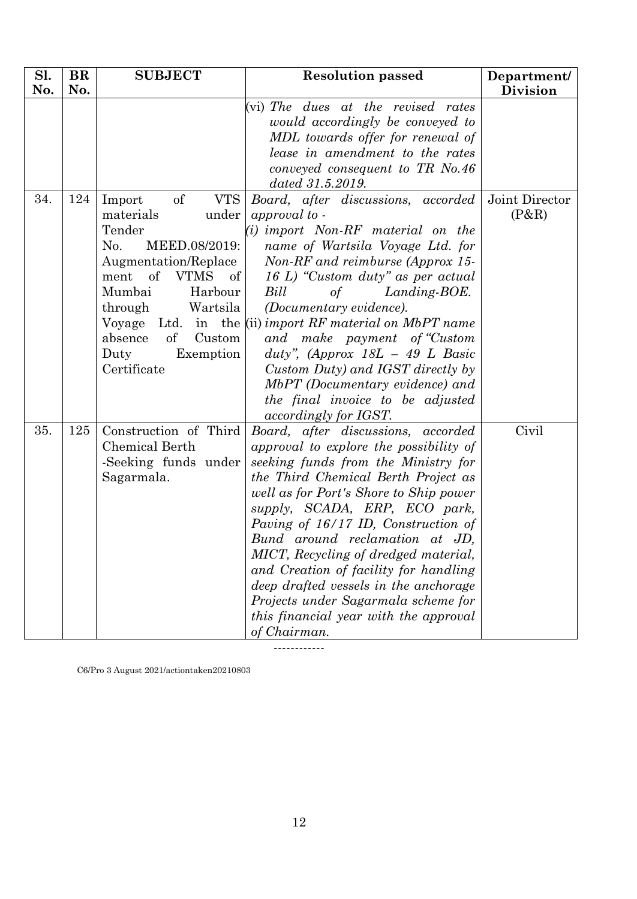| Sl. No. | BR No. | SUBJECT | Resolution passed | Department/ Division |
|---|---|---|---|---|
| | | | (vi) *The dues at the revised rates would accordingly be conveyed to MDL towards offer for renewal of lease in amendment to the rates conveyed consequent to TR No.46 dated 31.5.2019.* | |
| 34. | 124 | Import of VTS materials under Tender No. MEED.08/2019: Augmentation/Replacement of VTMS of Mumbai Harbour through Wartsila Voyage Ltd. in the absence of Custom Duty Exemption Certificate | *Board, after discussions, accorded approval to -* (i) *import Non-RF material on the name of Wartsila Voyage Ltd. for Non-RF and reimburse (Approx 15-16 L) "Custom duty" as per actual Bill of Landing-BOE. (Documentary evidence).* (ii) *import RF material on MbPT name and make payment of "Custom duty", (Approx 18L – 49 L Basic Custom Duty) and IGST directly by MbPT (Documentary evidence) and the final invoice to be adjusted accordingly for IGST.* | Joint Director (P&R) |
| 35. | 125 | Construction of Third Chemical Berth -Seeking funds under Sagarmala. | *Board, after discussions, accorded approval to explore the possibility of seeking funds from the Ministry for the Third Chemical Berth Project as well as for Port's Shore to Ship power supply, SCADA, ERP, ECO park, Paving of 16/17 ID, Construction of Bund around reclamation at JD, MICT, Recycling of dredged material, and Creation of facility for handling deep drafted vessels in the anchorage Projects under Sagarmala scheme for this financial year with the approval of Chairman.* | Civil |

------------

C6/Pro 3 August 2021/actiontaken20210803